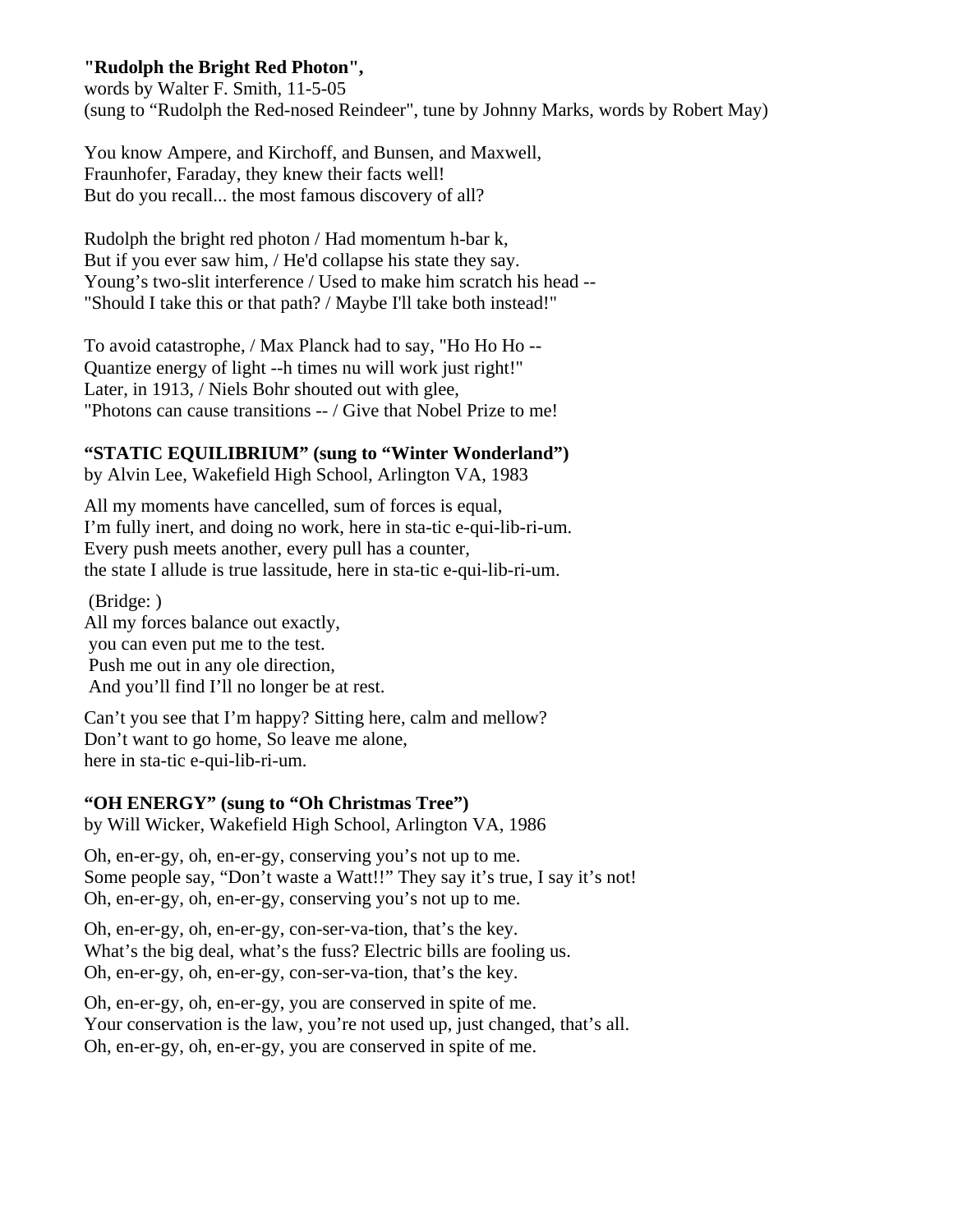**"Rudolph the Bright Red Photon",**
words by Walter F. Smith, 11-5-05
(sung to "Rudolph the Red-nosed Reindeer", tune by Johnny Marks, words by Robert May)

You know Ampere, and Kirchoff, and Bunsen, and Maxwell,
Fraunhofer, Faraday, they knew their facts well!
But do you recall... the most famous discovery of all?

Rudolph the bright red photon / Had momentum h-bar k,
But if you ever saw him, / He'd collapse his state they say.
Young's two-slit interference / Used to make him scratch his head --
"Should I take this or that path? / Maybe I'll take both instead!"

To avoid catastrophe, / Max Planck had to say, "Ho Ho Ho --
Quantize energy of light --h times nu will work just right!"
Later, in 1913, / Niels Bohr shouted out with glee,
"Photons can cause transitions -- / Give that Nobel Prize to me!

**"STATIC EQUILIBRIUM" (sung to "Winter Wonderland")**
by Alvin Lee, Wakefield High School, Arlington VA, 1983

All my moments have cancelled, sum of forces is equal,
I'm fully inert, and doing no work, here in sta-tic e-qui-lib-ri-um.
Every push meets another, every pull has a counter,
the state I allude is true lassitude, here in sta-tic e-qui-lib-ri-um.

(Bridge: )
All my forces balance out exactly,
you can even put me to the test.
Push me out in any ole direction,
And you'll find I'll no longer be at rest.

Can't you see that I'm happy? Sitting here, calm and mellow?
Don't want to go home, So leave me alone,
here in sta-tic e-qui-lib-ri-um.

**"OH ENERGY" (sung to "Oh Christmas Tree")**
by Will Wicker, Wakefield High School, Arlington VA, 1986

Oh, en-er-gy, oh, en-er-gy, conserving you's not up to me.
Some people say, "Don't waste a Watt!!" They say it's true, I say it's not!
Oh, en-er-gy, oh, en-er-gy, conserving you's not up to me.

Oh, en-er-gy, oh, en-er-gy, con-ser-va-tion, that's the key.
What's the big deal, what's the fuss? Electric bills are fooling us.
Oh, en-er-gy, oh, en-er-gy, con-ser-va-tion, that's the key.

Oh, en-er-gy, oh, en-er-gy, you are conserved in spite of me.
Your conservation is the law, you're not used up, just changed, that's all.
Oh, en-er-gy, oh, en-er-gy, you are conserved in spite of me.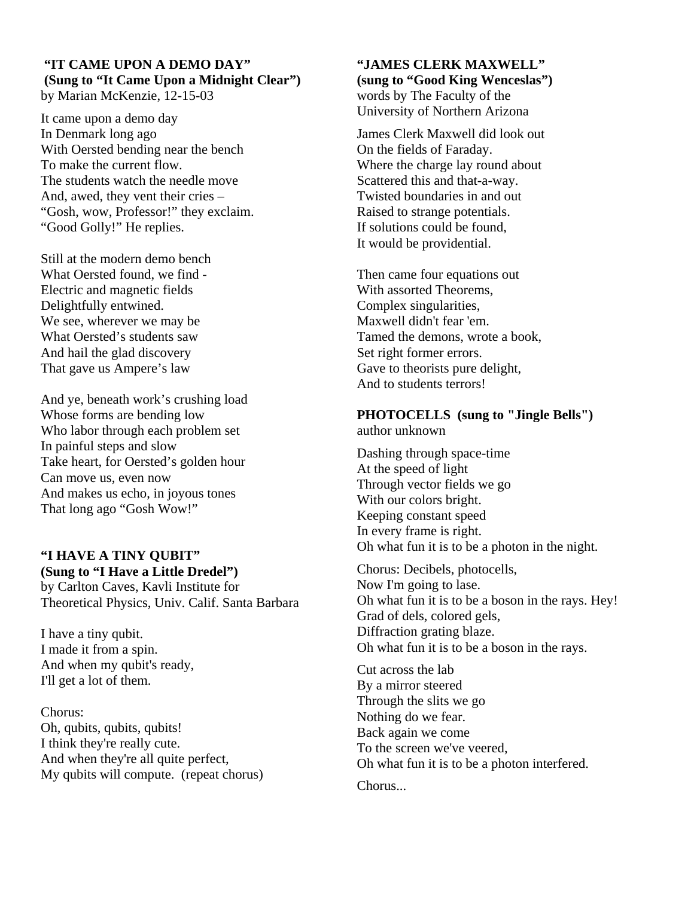**"IT CAME UPON A DEMO DAY"**
**(Sung to "It Came Upon a Midnight Clear")**
by Marian McKenzie, 12-15-03

It came upon a demo day
In Denmark long ago
With Oersted bending near the bench
To make the current flow.
The students watch the needle move
And, awed, they vent their cries –
"Gosh, wow, Professor!" they exclaim.
"Good Golly!" He replies.

Still at the modern demo bench
What Oersted found, we find -
Electric and magnetic fields
Delightfully entwined.
We see, wherever we may be
What Oersted's students saw
And hail the glad discovery
That gave us Ampere's law

And ye, beneath work's crushing load
Whose forms are bending low
Who labor through each problem set
In painful steps and slow
Take heart, for Oersted's golden hour
Can move us, even now
And makes us echo, in joyous tones
That long ago "Gosh Wow!"

**"I HAVE A TINY QUBIT"**
**(Sung to "I Have a Little Dredel")**
by Carlton Caves, Kavli Institute for Theoretical Physics, Univ. Calif. Santa Barbara

I have a tiny qubit.
I made it from a spin.
And when my qubit's ready,
I'll get a lot of them.

Chorus:
Oh, qubits, qubits, qubits!
I think they're really cute.
And when they're all quite perfect,
My qubits will compute. (repeat chorus)

**"JAMES CLERK MAXWELL"**
**(sung to "Good King Wenceslas")**
words by The Faculty of the University of Northern Arizona

James Clerk Maxwell did look out
On the fields of Faraday.
Where the charge lay round about
Scattered this and that-a-way.
Twisted boundaries in and out
Raised to strange potentials.
If solutions could be found,
It would be providential.

Then came four equations out
With assorted Theorems,
Complex singularities,
Maxwell didn't fear 'em.
Tamed the demons, wrote a book,
Set right former errors.
Gave to theorists pure delight,
And to students terrors!

**PHOTOCELLS (sung to "Jingle Bells")**
author unknown

Dashing through space-time
At the speed of light
Through vector fields we go
With our colors bright.
Keeping constant speed
In every frame is right.
Oh what fun it is to be a photon in the night.

Chorus: Decibels, photocells,
Now I'm going to lase.
Oh what fun it is to be a boson in the rays. Hey!
Grad of dels, colored gels,
Diffraction grating blaze.
Oh what fun it is to be a boson in the rays.

Cut across the lab
By a mirror steered
Through the slits we go
Nothing do we fear.
Back again we come
To the screen we've veered,
Oh what fun it is to be a photon interfered.

Chorus...